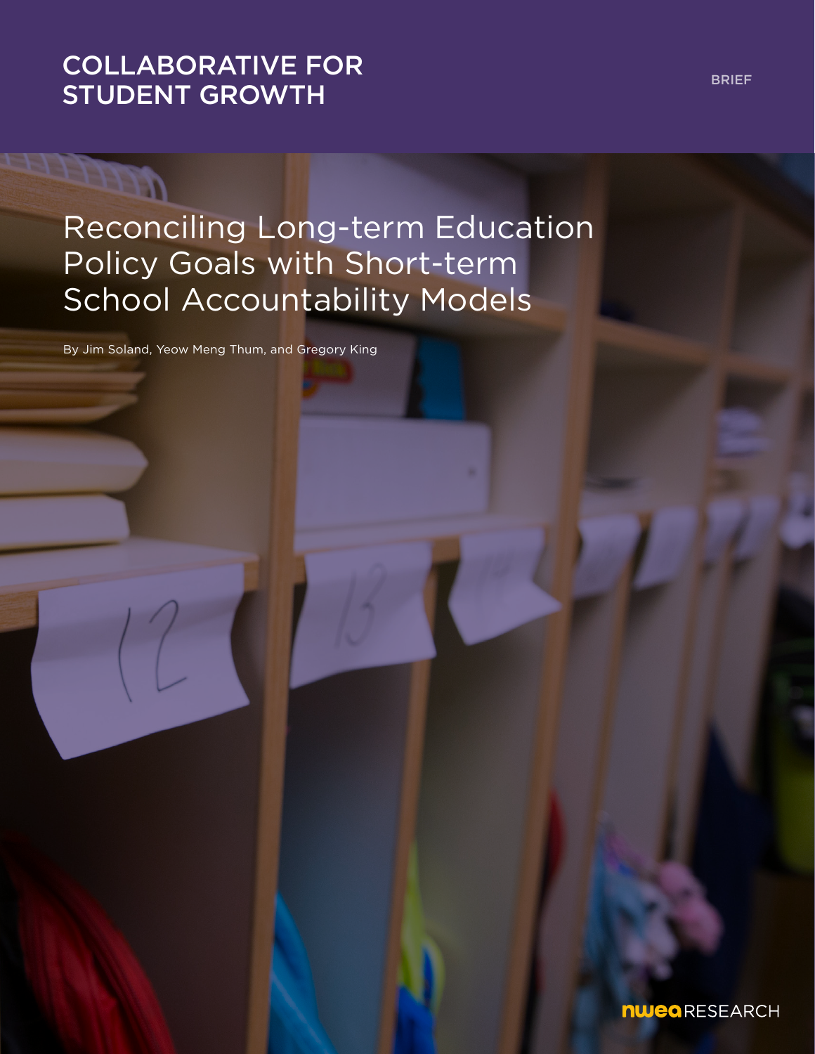COLLABORATIVE FOR STUDENT GROWTH

BRIEF

# Reconciling Long-term Education Policy Goals with Short-term School Accountability Models

By Jim Soland, Yeow Meng Thum, and Gregory King

NWEA RESEARCH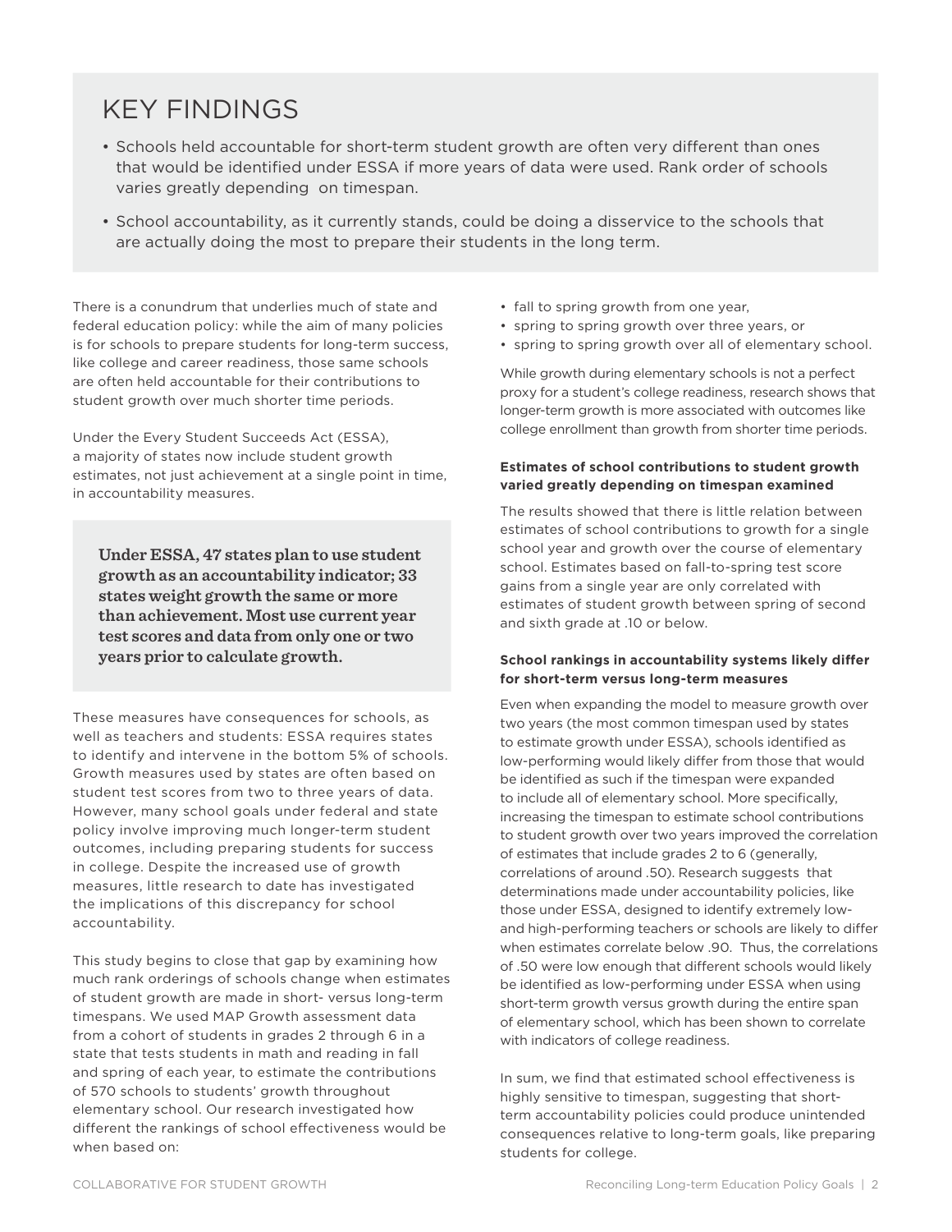## KEY FINDINGS

- Schools held accountable for short-term student growth are often very different than ones that would be identified under ESSA if more years of data were used. Rank order of schools varies greatly depending on timespan.
- School accountability, as it currently stands, could be doing a disservice to the schools that are actually doing the most to prepare their students in the long term.

There is a conundrum that underlies much of state and federal education policy: while the aim of many policies is for schools to prepare students for long-term success, like college and career readiness, those same schools are often held accountable for their contributions to student growth over much shorter time periods.

Under the Every Student Succeeds Act (ESSA), a majority of states now include student growth estimates, not just achievement at a single point in time, in accountability measures.

> **Under ESSA, 47 states plan to use student growth as an accountability indicator; 33 states weight growth the same or more than achievement. Most use current year test scores and data from only one or two years prior to calculate growth.**

These measures have consequences for schools, as well as teachers and students: ESSA requires states to identify and intervene in the bottom 5% of schools. Growth measures used by states are often based on student test scores from two to three years of data. However, many school goals under federal and state policy involve improving much longer-term student outcomes, including preparing students for success in college. Despite the increased use of growth measures, little research to date has investigated the implications of this discrepancy for school accountability.

This study begins to close that gap by examining how much rank orderings of schools change when estimates of student growth are made in short- versus long-term timespans. We used MAP Growth assessment data from a cohort of students in grades 2 through 6 in a state that tests students in math and reading in fall and spring of each year, to estimate the contributions of 570 schools to students' growth throughout elementary school. Our research investigated how different the rankings of school effectiveness would be when based on:

- fall to spring growth from one year,
- spring to spring growth over three years, or
- spring to spring growth over all of elementary school.

While growth during elementary schools is not a perfect proxy for a student's college readiness, research shows that longer-term growth is more associated with outcomes like college enrollment than growth from shorter time periods.

**Estimates of school contributions to student growth varied greatly depending on timespan examined**

The results showed that there is little relation between estimates of school contributions to growth for a single school year and growth over the course of elementary school. Estimates based on fall-to-spring test score gains from a single year are only correlated with estimates of student growth between spring of second and sixth grade at .10 or below.

**School rankings in accountability systems likely differ for short-term versus long-term measures**

Even when expanding the model to measure growth over two years (the most common timespan used by states to estimate growth under ESSA), schools identified as low-performing would likely differ from those that would be identified as such if the timespan were expanded to include all of elementary school. More specifically, increasing the timespan to estimate school contributions to student growth over two years improved the correlation of estimates that include grades 2 to 6 (generally, correlations of around .50). Research suggests that determinations made under accountability policies, like those under ESSA, designed to identify extremely low- and high-performing teachers or schools are likely to differ when estimates correlate below .90. Thus, the correlations of .50 were low enough that different schools would likely be identified as low-performing under ESSA when using short-term growth versus growth during the entire span of elementary school, which has been shown to correlate with indicators of college readiness.

In sum, we find that estimated school effectiveness is highly sensitive to timespan, suggesting that short-term accountability policies could produce unintended consequences relative to long-term goals, like preparing students for college.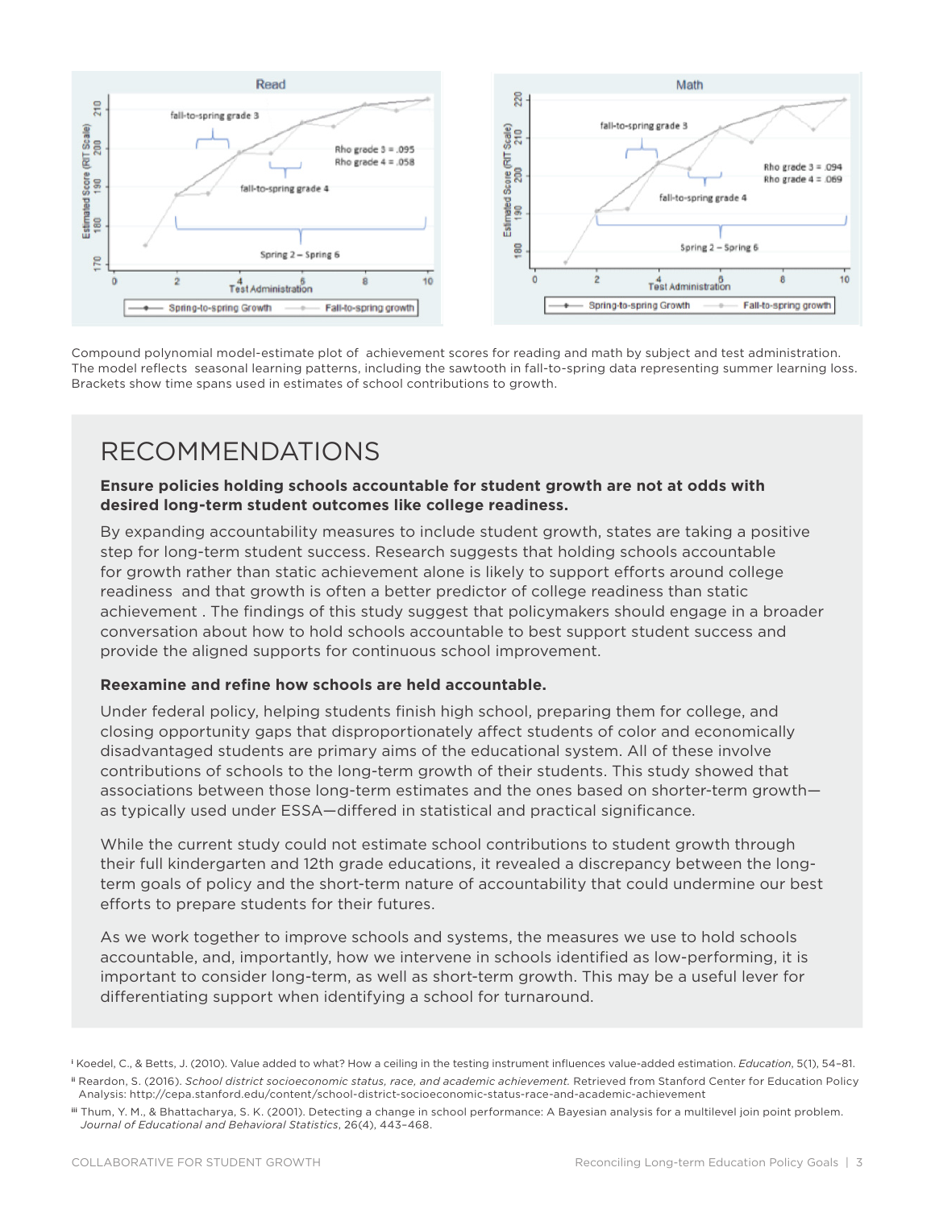Compound polynomial model-estimate plot of achievement scores for reading and math by subject and test administration. The model reflects seasonal learning patterns, including the sawtooth in fall-to-spring data representing summer learning loss. Brackets show time spans used in estimates of school contributions to growth.

## RECOMMENDATIONS

**Ensure policies holding schools accountable for student growth are not at odds with desired long-term student outcomes like college readiness.**

By expanding accountability measures to include student growth, states are taking a positive step for long-term student success. Research suggests that holding schools accountable for growth rather than static achievement alone is likely to support efforts around college readiness and that growth is often a better predictor of college readiness than static achievement . The findings of this study suggest that policymakers should engage in a broader conversation about how to hold schools accountable to best support student success and provide the aligned supports for continuous school improvement.

**Reexamine and refine how schools are held accountable.**

Under federal policy, helping students finish high school, preparing them for college, and closing opportunity gaps that disproportionately affect students of color and economically disadvantaged students are primary aims of the educational system. All of these involve contributions of schools to the long-term growth of their students. This study showed that associations between those long-term estimates and the ones based on shorter-term growth—as typically used under ESSA—differed in statistical and practical significance.

While the current study could not estimate school contributions to student growth through their full kindergarten and 12th grade educations, it revealed a discrepancy between the long-term goals of policy and the short-term nature of accountability that could undermine our best efforts to prepare students for their futures.

As we work together to improve schools and systems, the measures we use to hold schools accountable, and, importantly, how we intervene in schools identified as low-performing, it is important to consider long-term, as well as short-term growth. This may be a useful lever for differentiating support when identifying a school for turnaround.

---

[i] Koedel, C., & Betts, J. (2010). Value added to what? How a ceiling in the testing instrument influences value-added estimation. *Education*, 5(1), 54–81.

[ii] Reardon, S. (2016). *School district socioeconomic status, race, and academic achievement.* Retrieved from Stanford Center for Education Policy Analysis: http://cepa.stanford.edu/content/school-district-socioeconomic-status-race-and-academic-achievement

[iii] Thum, Y. M., & Bhattacharya, S. K. (2001). Detecting a change in school performance: A Bayesian analysis for a multilevel join point problem. *Journal of Educational and Behavioral Statistics*, 26(4), 443–468.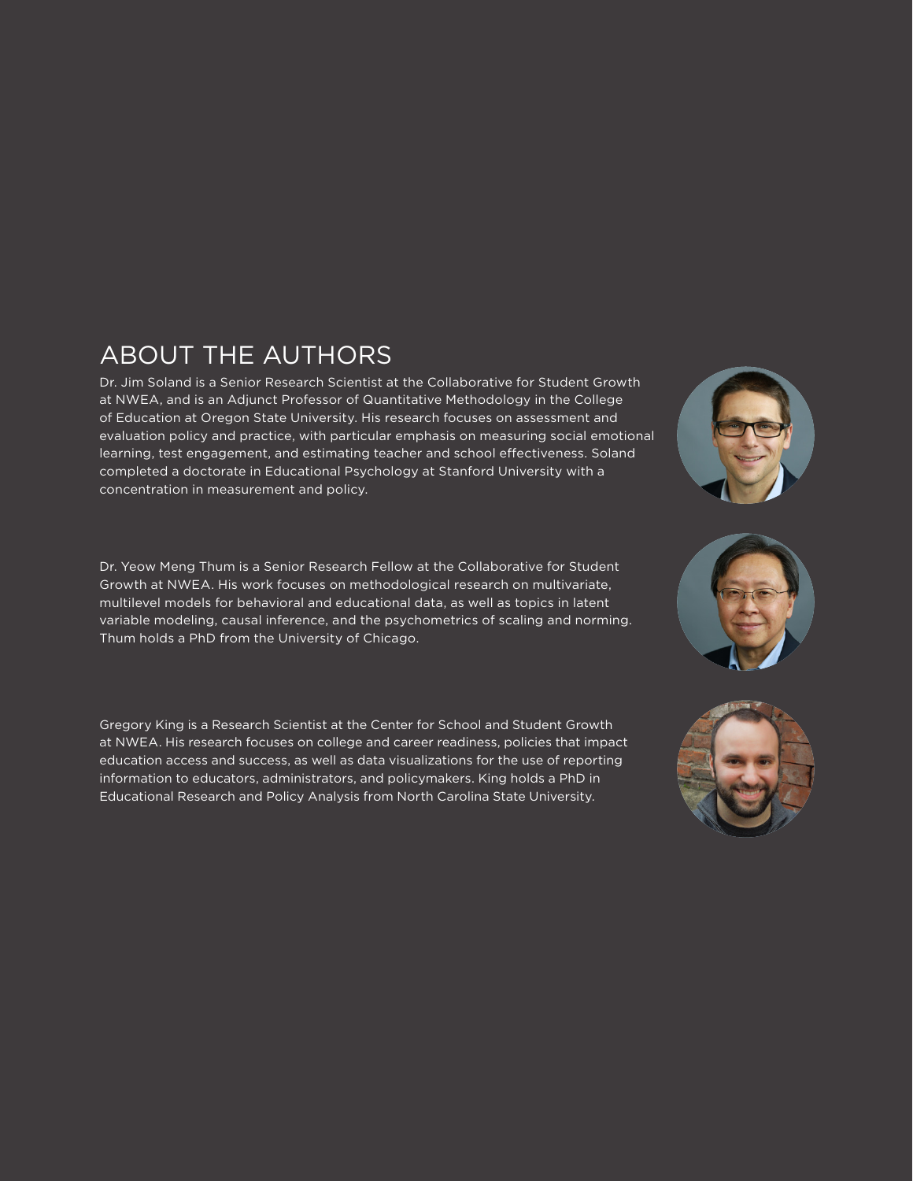## ABOUT THE AUTHORS

Dr. Jim Soland is a Senior Research Scientist at the Collaborative for Student Growth at NWEA, and is an Adjunct Professor of Quantitative Methodology in the College of Education at Oregon State University. His research focuses on assessment and evaluation policy and practice, with particular emphasis on measuring social emotional learning, test engagement, and estimating teacher and school effectiveness. Soland completed a doctorate in Educational Psychology at Stanford University with a concentration in measurement and policy.

Dr. Yeow Meng Thum is a Senior Research Fellow at the Collaborative for Student Growth at NWEA. His work focuses on methodological research on multivariate, multilevel models for behavioral and educational data, as well as topics in latent variable modeling, causal inference, and the psychometrics of scaling and norming. Thum holds a PhD from the University of Chicago.

Gregory King is a Research Scientist at the Center for School and Student Growth at NWEA. His research focuses on college and career readiness, policies that impact education access and success, as well as data visualizations for the use of reporting information to educators, administrators, and policymakers. King holds a PhD in Educational Research and Policy Analysis from North Carolina State University.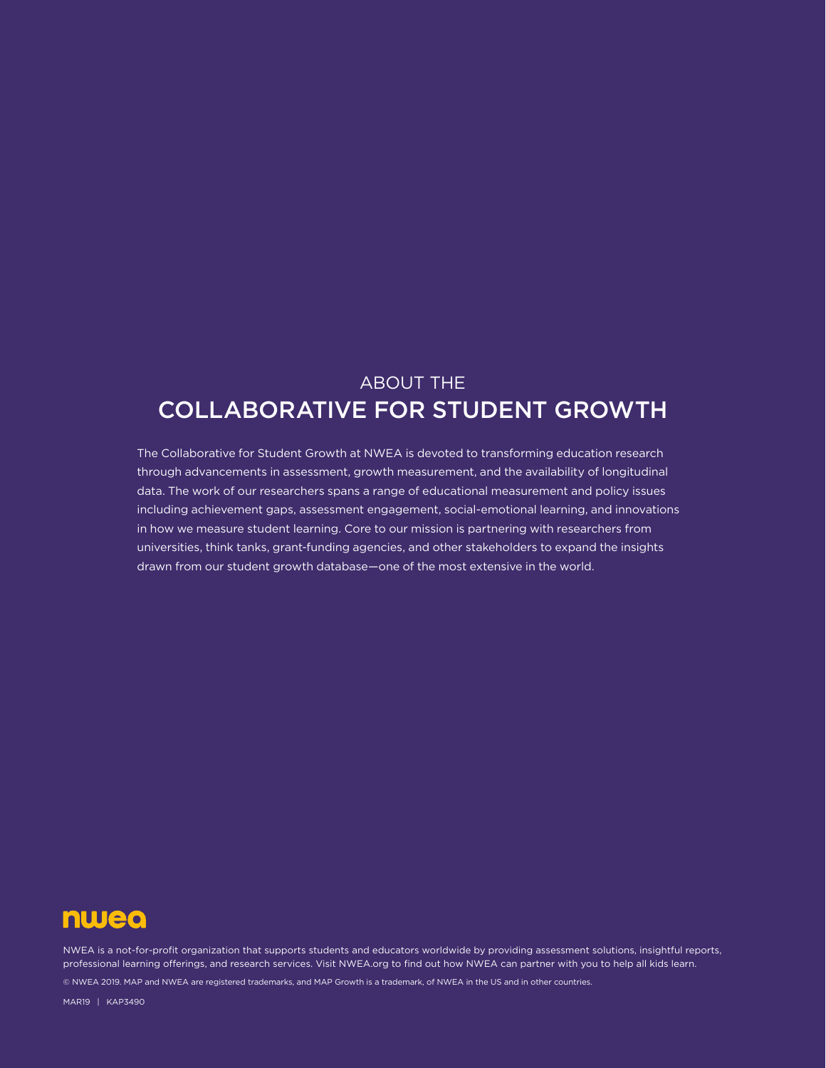## ABOUT THE
# COLLABORATIVE FOR STUDENT GROWTH

The Collaborative for Student Growth at NWEA is devoted to transforming education research through advancements in assessment, growth measurement, and the availability of longitudinal data. The work of our researchers spans a range of educational measurement and policy issues including achievement gaps, assessment engagement, social-emotional learning, and innovations in how we measure student learning. Core to our mission is partnering with researchers from universities, think tanks, grant-funding agencies, and other stakeholders to expand the insights drawn from our student growth database—one of the most extensive in the world.

nwea

NWEA is a not-for-profit organization that supports students and educators worldwide by providing assessment solutions, insightful reports, professional learning offerings, and research services. Visit NWEA.org to find out how NWEA can partner with you to help all kids learn.

© NWEA 2019. MAP and NWEA are registered trademarks, and MAP Growth is a trademark, of NWEA in the US and in other countries.

MAR19 | KAP3490